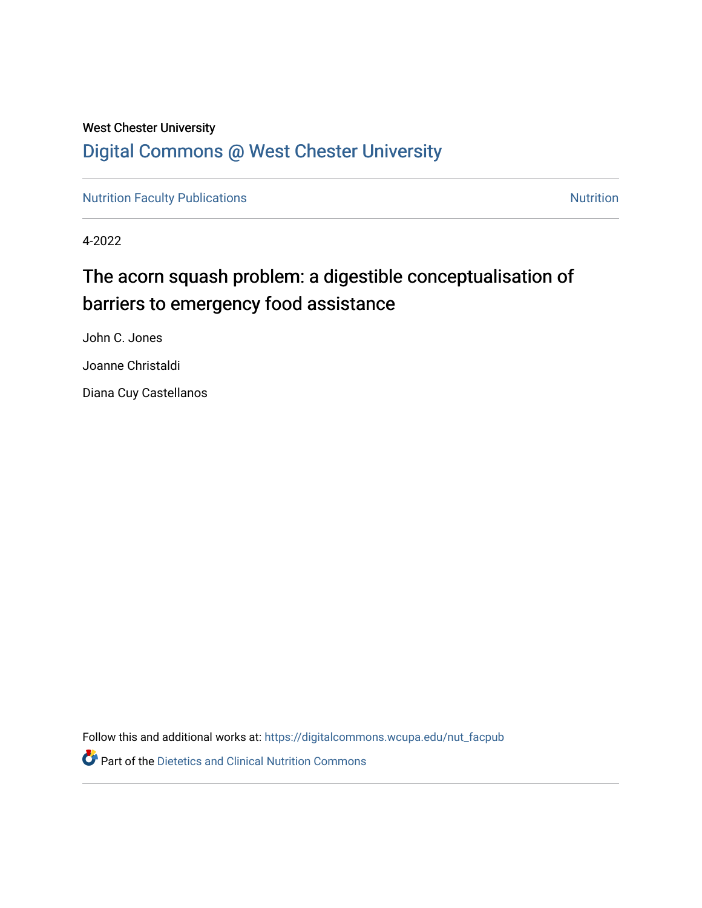West Chester University

# Digital Commons @ West Chester University

Nutrition Faculty Publications | Nutrition

4-2022

## The acorn squash problem: a digestible conceptualisation of barriers to emergency food assistance

John C. Jones

Joanne Christaldi

Diana Cuy Castellanos

Follow this and additional works at: https://digitalcommons.wcupa.edu/nut_facpub

Part of the Dietetics and Clinical Nutrition Commons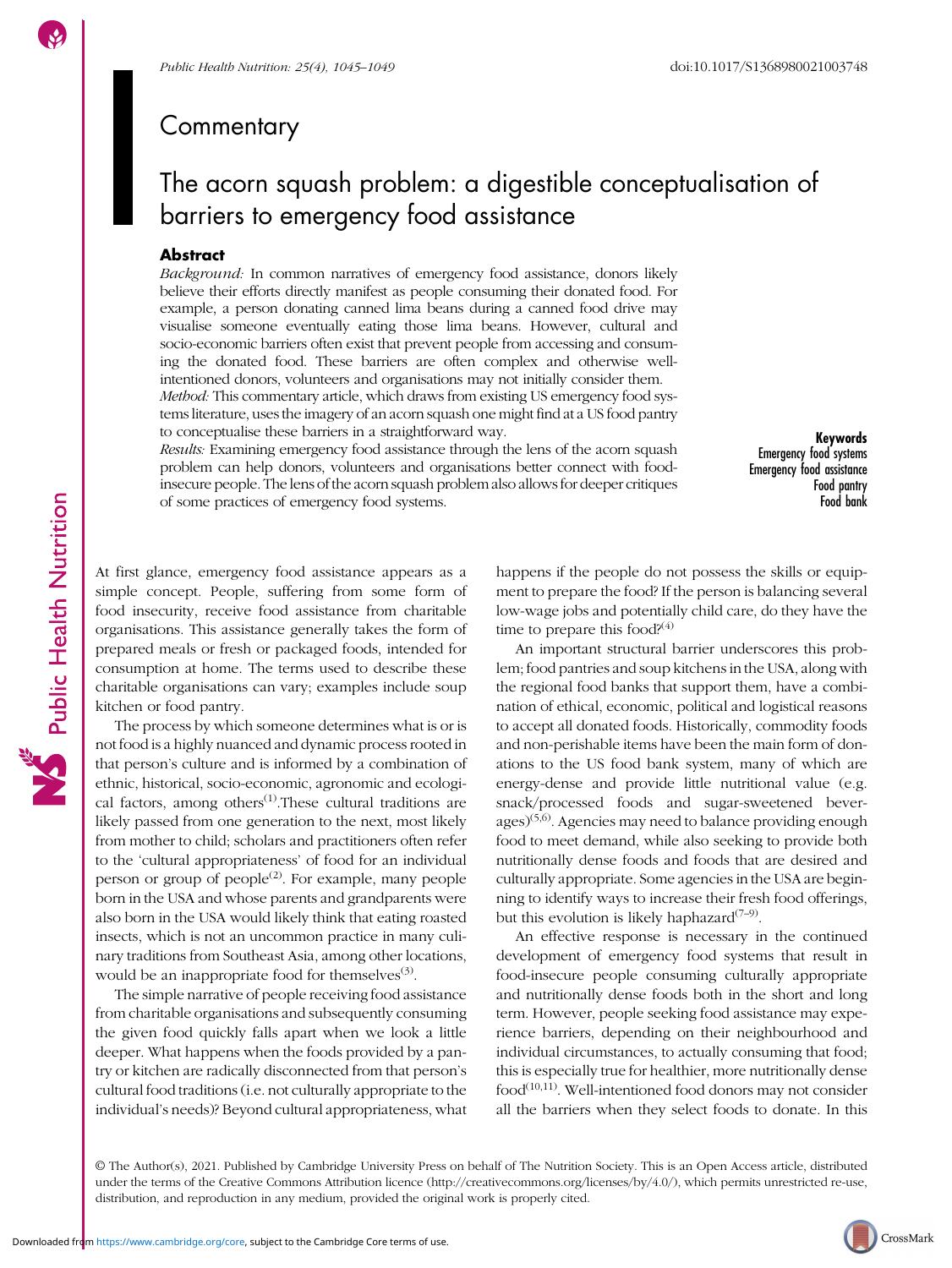# Commentary

# The acorn squash problem: a digestible conceptualisation of barriers to emergency food assistance

## Abstract

*Background:* In common narratives of emergency food assistance, donors likely believe their efforts directly manifest as people consuming their donated food. For example, a person donating canned lima beans during a canned food drive may visualise someone eventually eating those lima beans. However, cultural and socio-economic barriers often exist that prevent people from accessing and consuming the donated food. These barriers are often complex and otherwise well-intentioned donors, volunteers and organisations may not initially consider them.

*Method:* This commentary article, which draws from existing US emergency food systems literature, uses the imagery of an acorn squash one might find at a US food pantry to conceptualise these barriers in a straightforward way.

*Results:* Examining emergency food assistance through the lens of the acorn squash problem can help donors, volunteers and organisations better connect with food-insecure people. The lens of the acorn squash problem also allows for deeper critiques of some practices of emergency food systems.

**Keywords**
Emergency food systems
Emergency food assistance
Food pantry
Food bank

At first glance, emergency food assistance appears as a simple concept. People, suffering from some form of food insecurity, receive food assistance from charitable organisations. This assistance generally takes the form of prepared meals or fresh or packaged foods, intended for consumption at home. The terms used to describe these charitable organisations can vary; examples include soup kitchen or food pantry.

The process by which someone determines what is or is not food is a highly nuanced and dynamic process rooted in that person's culture and is informed by a combination of ethnic, historical, socio-economic, agronomic and ecological factors, among others[1].These cultural traditions are likely passed from one generation to the next, most likely from mother to child; scholars and practitioners often refer to the 'cultural appropriateness' of food for an individual person or group of people[2]. For example, many people born in the USA and whose parents and grandparents were also born in the USA would likely think that eating roasted insects, which is not an uncommon practice in many culinary traditions from Southeast Asia, among other locations, would be an inappropriate food for themselves[3].

The simple narrative of people receiving food assistance from charitable organisations and subsequently consuming the given food quickly falls apart when we look a little deeper. What happens when the foods provided by a pantry or kitchen are radically disconnected from that person's cultural food traditions (i.e. not culturally appropriate to the individual's needs)? Beyond cultural appropriateness, what happens if the people do not possess the skills or equipment to prepare the food? If the person is balancing several low-wage jobs and potentially child care, do they have the time to prepare this food?[4]

An important structural barrier underscores this problem; food pantries and soup kitchens in the USA, along with the regional food banks that support them, have a combination of ethical, economic, political and logistical reasons to accept all donated foods. Historically, commodity foods and non-perishable items have been the main form of donations to the US food bank system, many of which are energy-dense and provide little nutritional value (e.g. snack/processed foods and sugar-sweetened beverages)[5,6]. Agencies may need to balance providing enough food to meet demand, while also seeking to provide both nutritionally dense foods and foods that are desired and culturally appropriate. Some agencies in the USA are beginning to identify ways to increase their fresh food offerings, but this evolution is likely haphazard[7–9].

An effective response is necessary in the continued development of emergency food systems that result in food-insecure people consuming culturally appropriate and nutritionally dense foods both in the short and long term. However, people seeking food assistance may experience barriers, depending on their neighbourhood and individual circumstances, to actually consuming that food; this is especially true for healthier, more nutritionally dense food[10,11]. Well-intentioned food donors may not consider all the barriers when they select foods to donate. In this

© The Author(s), 2021. Published by Cambridge University Press on behalf of The Nutrition Society. This is an Open Access article, distributed under the terms of the Creative Commons Attribution licence (http://creativecommons.org/licenses/by/4.0/), which permits unrestricted re-use, distribution, and reproduction in any medium, provided the original work is properly cited.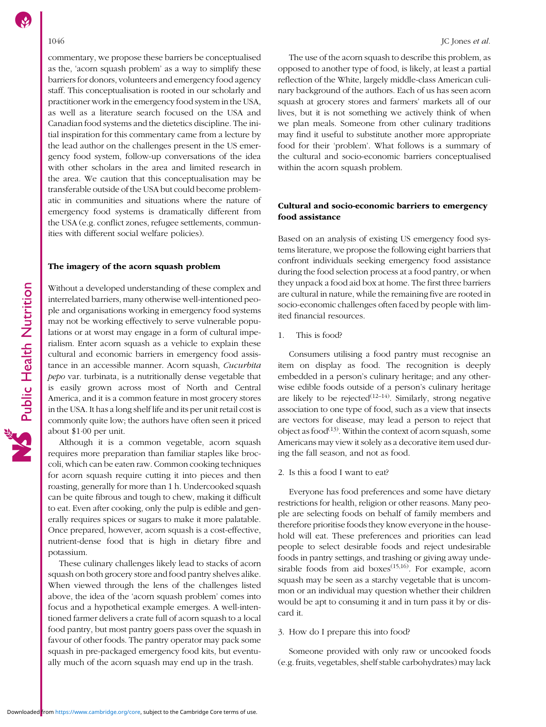commentary, we propose these barriers be conceptualised as the, 'acorn squash problem' as a way to simplify these barriers for donors, volunteers and emergency food agency staff. This conceptualisation is rooted in our scholarly and practitioner work in the emergency food system in the USA, as well as a literature search focused on the USA and Canadian food systems and the dietetics discipline. The initial inspiration for this commentary came from a lecture by the lead author on the challenges present in the US emergency food system, follow-up conversations of the idea with other scholars in the area and limited research in the area. We caution that this conceptualisation may be transferable outside of the USA but could become problematic in communities and situations where the nature of emergency food systems is dramatically different from the USA (e.g. conflict zones, refugee settlements, communities with different social welfare policies).

## The imagery of the acorn squash problem

Without a developed understanding of these complex and interrelated barriers, many otherwise well-intentioned people and organisations working in emergency food systems may not be working effectively to serve vulnerable populations or at worst may engage in a form of cultural imperialism. Enter acorn squash as a vehicle to explain these cultural and economic barriers in emergency food assistance in an accessible manner. Acorn squash, *Cucurbita pepo* var. turbinata, is a nutritionally dense vegetable that is easily grown across most of North and Central America, and it is a common feature in most grocery stores in the USA. It has a long shelf life and its per unit retail cost is commonly quite low; the authors have often seen it priced about $1·00 per unit.

Although it is a common vegetable, acorn squash requires more preparation than familiar staples like broccoli, which can be eaten raw. Common cooking techniques for acorn squash require cutting it into pieces and then roasting, generally for more than 1 h. Undercooked squash can be quite fibrous and tough to chew, making it difficult to eat. Even after cooking, only the pulp is edible and generally requires spices or sugars to make it more palatable. Once prepared, however, acorn squash is a cost-effective, nutrient-dense food that is high in dietary fibre and potassium.

These culinary challenges likely lead to stacks of acorn squash on both grocery store and food pantry shelves alike. When viewed through the lens of the challenges listed above, the idea of the 'acorn squash problem' comes into focus and a hypothetical example emerges. A well-intentioned farmer delivers a crate full of acorn squash to a local food pantry, but most pantry goers pass over the squash in favour of other foods. The pantry operator may pack some squash in pre-packaged emergency food kits, but eventually much of the acorn squash may end up in the trash.

The use of the acorn squash to describe this problem, as opposed to another type of food, is likely, at least a partial reflection of the White, largely middle-class American culinary background of the authors. Each of us has seen acorn squash at grocery stores and farmers' markets all of our lives, but it is not something we actively think of when we plan meals. Someone from other culinary traditions may find it useful to substitute another more appropriate food for their 'problem'. What follows is a summary of the cultural and socio-economic barriers conceptualised within the acorn squash problem.

## Cultural and socio-economic barriers to emergency food assistance

Based on an analysis of existing US emergency food systems literature, we propose the following eight barriers that confront individuals seeking emergency food assistance during the food selection process at a food pantry, or when they unpack a food aid box at home. The first three barriers are cultural in nature, while the remaining five are rooted in socio-economic challenges often faced by people with limited financial resources.

1. This is food?

Consumers utilising a food pantry must recognise an item on display as food. The recognition is deeply embedded in a person's culinary heritage; and any otherwise edible foods outside of a person's culinary heritage are likely to be rejected[12–14]. Similarly, strong negative association to one type of food, such as a view that insects are vectors for disease, may lead a person to reject that object as food[13]. Within the context of acorn squash, some Americans may view it solely as a decorative item used during the fall season, and not as food.

2. Is this a food I want to eat?

Everyone has food preferences and some have dietary restrictions for health, religion or other reasons. Many people are selecting foods on behalf of family members and therefore prioritise foods they know everyone in the household will eat. These preferences and priorities can lead people to select desirable foods and reject undesirable foods in pantry settings, and trashing or giving away undesirable foods from aid boxes[15,16]. For example, acorn squash may be seen as a starchy vegetable that is uncommon or an individual may question whether their children would be apt to consuming it and in turn pass it by or discard it.

3. How do I prepare this into food?

Someone provided with only raw or uncooked foods (e.g. fruits, vegetables, shelf stable carbohydrates) may lack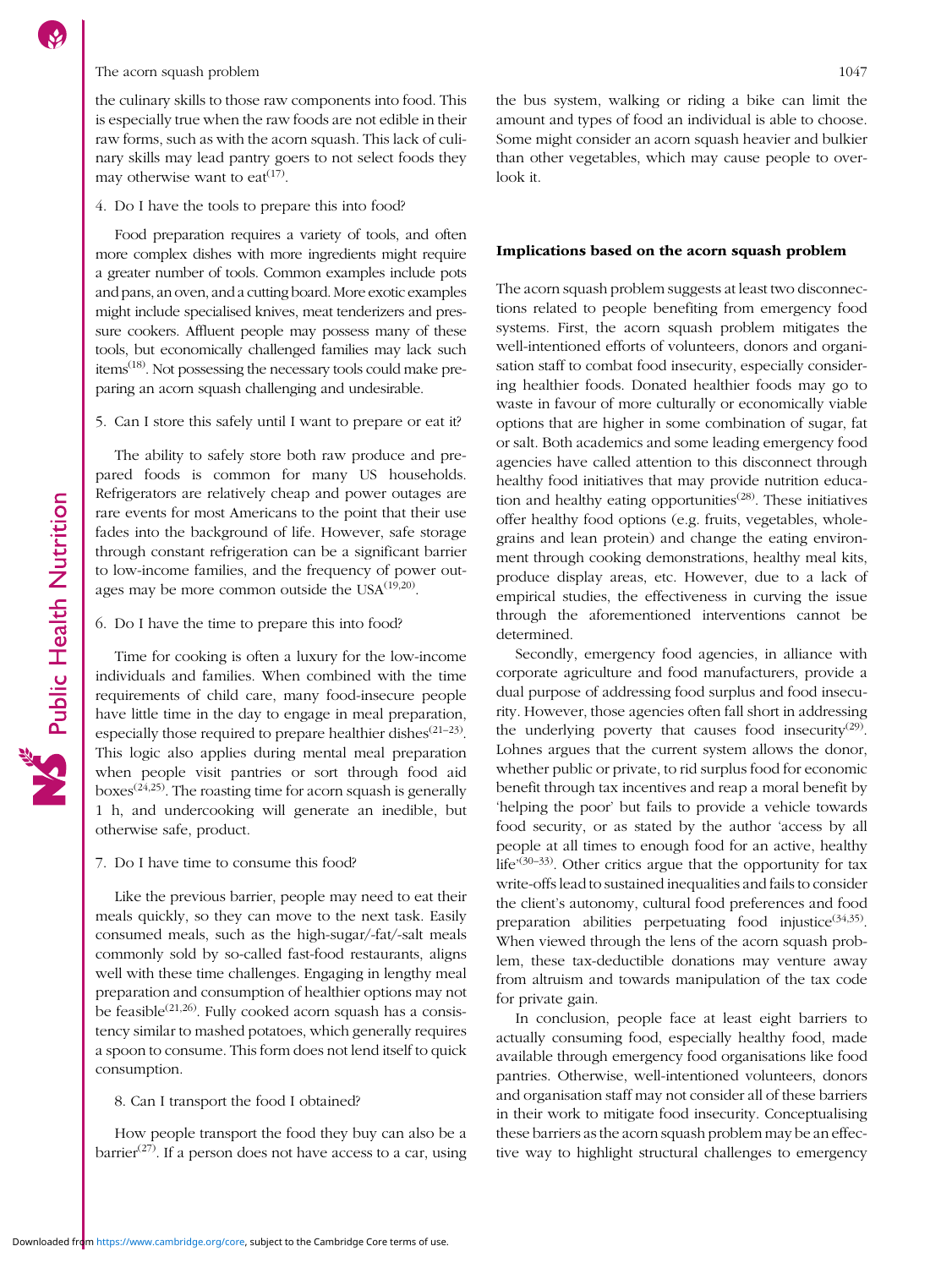the culinary skills to those raw components into food. This is especially true when the raw foods are not edible in their raw forms, such as with the acorn squash. This lack of culinary skills may lead pantry goers to not select foods they may otherwise want to eat[17].

4. Do I have the tools to prepare this into food?

Food preparation requires a variety of tools, and often more complex dishes with more ingredients might require a greater number of tools. Common examples include pots and pans, an oven, and a cutting board. More exotic examples might include specialised knives, meat tenderizers and pressure cookers. Affluent people may possess many of these tools, but economically challenged families may lack such items[18]. Not possessing the necessary tools could make preparing an acorn squash challenging and undesirable.

5. Can I store this safely until I want to prepare or eat it?

The ability to safely store both raw produce and prepared foods is common for many US households. Refrigerators are relatively cheap and power outages are rare events for most Americans to the point that their use fades into the background of life. However, safe storage through constant refrigeration can be a significant barrier to low-income families, and the frequency of power outages may be more common outside the USA[19,20].

6. Do I have the time to prepare this into food?

Time for cooking is often a luxury for the low-income individuals and families. When combined with the time requirements of child care, many food-insecure people have little time in the day to engage in meal preparation, especially those required to prepare healthier dishes[21–23]. This logic also applies during mental meal preparation when people visit pantries or sort through food aid boxes[24,25]. The roasting time for acorn squash is generally 1 h, and undercooking will generate an inedible, but otherwise safe, product.

7. Do I have time to consume this food?

Like the previous barrier, people may need to eat their meals quickly, so they can move to the next task. Easily consumed meals, such as the high-sugar/-fat/-salt meals commonly sold by so-called fast-food restaurants, aligns well with these time challenges. Engaging in lengthy meal preparation and consumption of healthier options may not be feasible[21,26]. Fully cooked acorn squash has a consistency similar to mashed potatoes, which generally requires a spoon to consume. This form does not lend itself to quick consumption.

8. Can I transport the food I obtained?

How people transport the food they buy can also be a barrier[27]. If a person does not have access to a car, using the bus system, walking or riding a bike can limit the amount and types of food an individual is able to choose. Some might consider an acorn squash heavier and bulkier than other vegetables, which may cause people to overlook it.

## Implications based on the acorn squash problem

The acorn squash problem suggests at least two disconnections related to people benefiting from emergency food systems. First, the acorn squash problem mitigates the well-intentioned efforts of volunteers, donors and organisation staff to combat food insecurity, especially considering healthier foods. Donated healthier foods may go to waste in favour of more culturally or economically viable options that are higher in some combination of sugar, fat or salt. Both academics and some leading emergency food agencies have called attention to this disconnect through healthy food initiatives that may provide nutrition education and healthy eating opportunities[28]. These initiatives offer healthy food options (e.g. fruits, vegetables, wholegrains and lean protein) and change the eating environment through cooking demonstrations, healthy meal kits, produce display areas, etc. However, due to a lack of empirical studies, the effectiveness in curving the issue through the aforementioned interventions cannot be determined.

Secondly, emergency food agencies, in alliance with corporate agriculture and food manufacturers, provide a dual purpose of addressing food surplus and food insecurity. However, those agencies often fall short in addressing the underlying poverty that causes food insecurity[29]. Lohnes argues that the current system allows the donor, whether public or private, to rid surplus food for economic benefit through tax incentives and reap a moral benefit by 'helping the poor' but fails to provide a vehicle towards food security, or as stated by the author 'access by all people at all times to enough food for an active, healthy life'[30–33]. Other critics argue that the opportunity for tax write-offs lead to sustained inequalities and fails to consider the client's autonomy, cultural food preferences and food preparation abilities perpetuating food injustice[34,35]. When viewed through the lens of the acorn squash problem, these tax-deductible donations may venture away from altruism and towards manipulation of the tax code for private gain.

In conclusion, people face at least eight barriers to actually consuming food, especially healthy food, made available through emergency food organisations like food pantries. Otherwise, well-intentioned volunteers, donors and organisation staff may not consider all of these barriers in their work to mitigate food insecurity. Conceptualising these barriers as the acorn squash problem may be an effective way to highlight structural challenges to emergency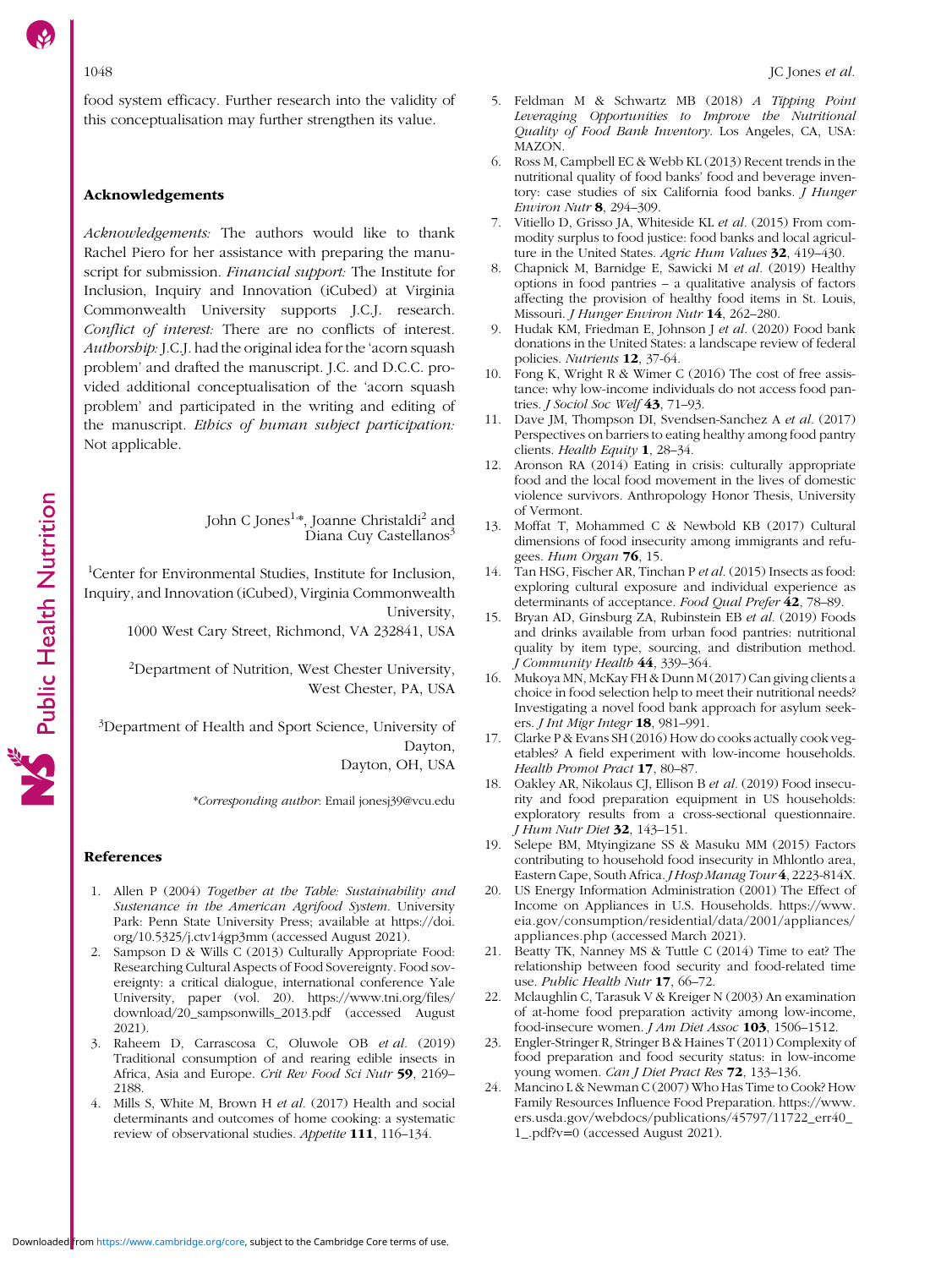food system efficacy. Further research into the validity of this conceptualisation may further strengthen its value.

## Acknowledgements

*Acknowledgements:* The authors would like to thank Rachel Piero for her assistance with preparing the manuscript for submission. *Financial support:* The Institute for Inclusion, Inquiry and Innovation (iCubed) at Virginia Commonwealth University supports J.C.J. research. *Conflict of interest:* There are no conflicts of interest. *Authorship:* J.C.J. had the original idea for the 'acorn squash problem' and drafted the manuscript. J.C. and D.C.C. provided additional conceptualisation of the 'acorn squash problem' and participated in the writing and editing of the manuscript. *Ethics of human subject participation:* Not applicable.

John C Jones[1,*], Joanne Christaldi[2] and Diana Cuy Castellanos[3]

[1]Center for Environmental Studies, Institute for Inclusion, Inquiry, and Innovation (iCubed), Virginia Commonwealth University,
1000 West Cary Street, Richmond, VA 232841, USA

[2]Department of Nutrition, West Chester University, West Chester, PA, USA

[3]Department of Health and Sport Science, University of Dayton,
Dayton, OH, USA

**Corresponding author*: Email jonesj39@vcu.edu

## References

1. Allen P (2004) *Together at the Table: Sustainability and Sustenance in the American Agrifood System*. University Park: Penn State University Press; available at https://doi.org/10.5325/j.ctv14gp3mm (accessed August 2021).
2. Sampson D & Wills C (2013) Culturally Appropriate Food: Researching Cultural Aspects of Food Sovereignty. Food sovereignty: a critical dialogue, international conference Yale University, paper (vol. 20). https://www.tni.org/files/download/20_sampsonwills_2013.pdf (accessed August 2021).
3. Raheem D, Carrascosa C, Oluwole OB *et al.* (2019) Traditional consumption of and rearing edible insects in Africa, Asia and Europe. *Crit Rev Food Sci Nutr* **59**, 2169–2188.
4. Mills S, White M, Brown H *et al.* (2017) Health and social determinants and outcomes of home cooking: a systematic review of observational studies. *Appetite* **111**, 116–134.
5. Feldman M & Schwartz MB (2018) *A Tipping Point Leveraging Opportunities to Improve the Nutritional Quality of Food Bank Inventory*. Los Angeles, CA, USA: MAZON.
6. Ross M, Campbell EC & Webb KL (2013) Recent trends in the nutritional quality of food banks' food and beverage inventory: case studies of six California food banks. *J Hunger Environ Nutr* **8**, 294–309.
7. Vitiello D, Grisso JA, Whiteside KL *et al.* (2015) From commodity surplus to food justice: food banks and local agriculture in the United States. *Agric Hum Values* **32**, 419–430.
8. Chapnick M, Barnidge E, Sawicki M *et al.* (2019) Healthy options in food pantries – a qualitative analysis of factors affecting the provision of healthy food items in St. Louis, Missouri. *J Hunger Environ Nutr* **14**, 262–280.
9. Hudak KM, Friedman E, Johnson J *et al.* (2020) Food bank donations in the United States: a landscape review of federal policies. *Nutrients* **12**, 37-64.
10. Fong K, Wright R & Wimer C (2016) The cost of free assistance: why low-income individuals do not access food pantries. *J Sociol Soc Welf* **43**, 71–93.
11. Dave JM, Thompson DI, Svendsen-Sanchez A *et al.* (2017) Perspectives on barriers to eating healthy among food pantry clients. *Health Equity* **1**, 28–34.
12. Aronson RA (2014) Eating in crisis: culturally appropriate food and the local food movement in the lives of domestic violence survivors. Anthropology Honor Thesis, University of Vermont.
13. Moffat T, Mohammed C & Newbold KB (2017) Cultural dimensions of food insecurity among immigrants and refugees. *Hum Organ* **76**, 15.
14. Tan HSG, Fischer AR, Tinchan P *et al.* (2015) Insects as food: exploring cultural exposure and individual experience as determinants of acceptance. *Food Qual Prefer* **42**, 78–89.
15. Bryan AD, Ginsburg ZA, Rubinstein EB *et al.* (2019) Foods and drinks available from urban food pantries: nutritional quality by item type, sourcing, and distribution method. *J Community Health* **44**, 339–364.
16. Mukoya MN, McKay FH & Dunn M (2017) Can giving clients a choice in food selection help to meet their nutritional needs? Investigating a novel food bank approach for asylum seekers. *J Int Migr Integr* **18**, 981–991.
17. Clarke P & Evans SH (2016) How do cooks actually cook vegetables? A field experiment with low-income households. *Health Promot Pract* **17**, 80–87.
18. Oakley AR, Nikolaus CJ, Ellison B *et al.* (2019) Food insecurity and food preparation equipment in US households: exploratory results from a cross-sectional questionnaire. *J Hum Nutr Diet* **32**, 143–151.
19. Selepe BM, Mtyingizane SS & Masuku MM (2015) Factors contributing to household food insecurity in Mhlontlo area, Eastern Cape, South Africa. *J Hosp Manag Tour* **4**, 2223-814X.
20. US Energy Information Administration (2001) The Effect of Income on Appliances in U.S. Households. https://www.eia.gov/consumption/residential/data/2001/appliances/appliances.php (accessed March 2021).
21. Beatty TK, Nanney MS & Tuttle C (2014) Time to eat? The relationship between food security and food-related time use. *Public Health Nutr* **17**, 66–72.
22. Mclaughlin C, Tarasuk V & Kreiger N (2003) An examination of at-home food preparation activity among low-income, food-insecure women. *J Am Diet Assoc* **103**, 1506–1512.
23. Engler-Stringer R, Stringer B & Haines T (2011) Complexity of food preparation and food security status: in low-income young women. *Can J Diet Pract Res* **72**, 133–136.
24. Mancino L & Newman C (2007) Who Has Time to Cook? How Family Resources Influence Food Preparation. https://www.ers.usda.gov/webdocs/publications/45797/11722_err40_1_.pdf?v=0 (accessed August 2021).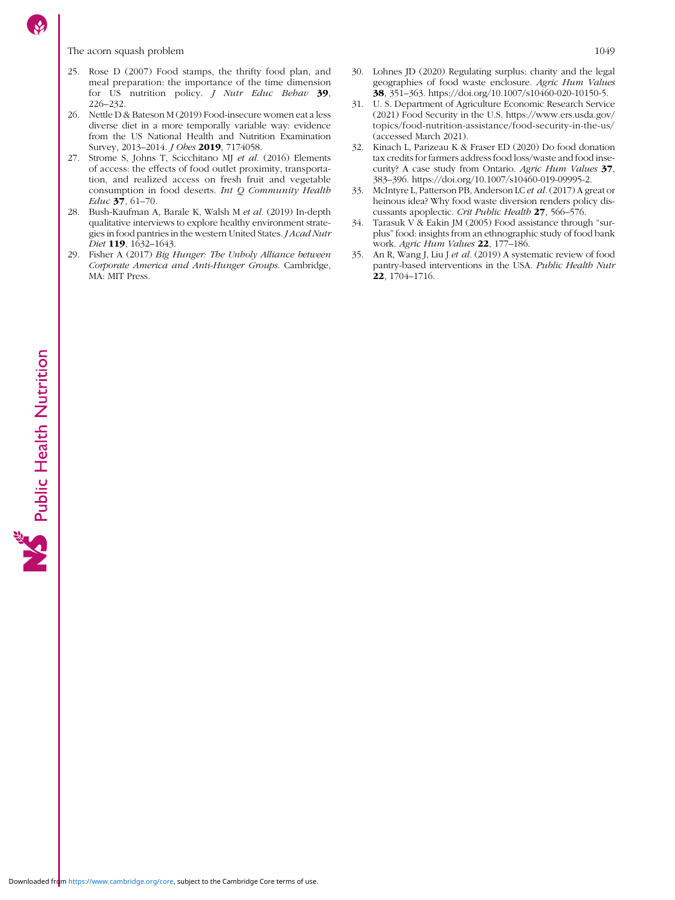25. Rose D (2007) Food stamps, the thrifty food plan, and meal preparation: the importance of the time dimension for US nutrition policy. *J Nutr Educ Behav* **39**, 226–232.
26. Nettle D & Bateson M (2019) Food-insecure women eat a less diverse diet in a more temporally variable way: evidence from the US National Health and Nutrition Examination Survey, 2013–2014. *J Obes* **2019**, 7174058.
27. Strome S, Johns T, Scicchitano MJ *et al.* (2016) Elements of access: the effects of food outlet proximity, transportation, and realized access on fresh fruit and vegetable consumption in food deserts. *Int Q Community Health Educ* **37**, 61–70.
28. Bush-Kaufman A, Barale K, Walsh M *et al.* (2019) In-depth qualitative interviews to explore healthy environment strategies in food pantries in the western United States. *J Acad Nutr Diet* **119**, 1632–1643.
29. Fisher A (2017) *Big Hunger: The Unholy Alliance between Corporate America and Anti-Hunger Groups*. Cambridge, MA: MIT Press.
30. Lohnes JD (2020) Regulating surplus: charity and the legal geographies of food waste enclosure. *Agric Hum Values* **38**, 351–363. https://doi.org/10.1007/s10460-020-10150-5.
31. U. S. Department of Agriculture Economic Research Service (2021) Food Security in the U.S. https://www.ers.usda.gov/topics/food-nutrition-assistance/food-security-in-the-us/ (accessed March 2021).
32. Kinach L, Parizeau K & Fraser ED (2020) Do food donation tax credits for farmers address food loss/waste and food insecurity? A case study from Ontario. *Agric Hum Values* **37**, 383–396. https://doi.org/10.1007/s10460-019-09995-2.
33. McIntyre L, Patterson PB, Anderson LC *et al.* (2017) A great or heinous idea? Why food waste diversion renders policy discussants apoplectic. *Crit Public Health* **27**, 566–576.
34. Tarasuk V & Eakin JM (2005) Food assistance through "surplus" food: insights from an ethnographic study of food bank work. *Agric Hum Values* **22**, 177–186.
35. An R, Wang J, Liu J *et al.* (2019) A systematic review of food pantry-based interventions in the USA. *Public Health Nutr* **22**, 1704–1716.